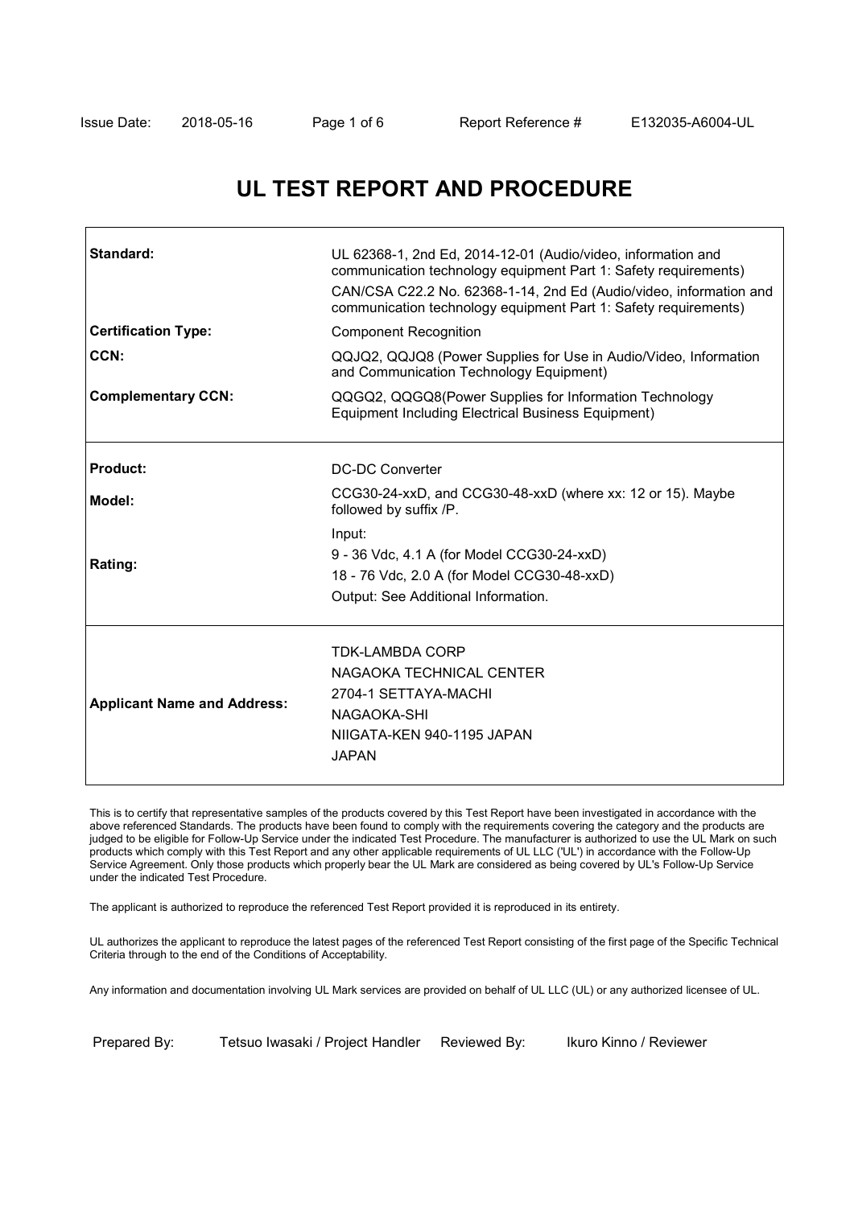# UL TEST REPORT AND PROCEDURE

| | |
|---|---|
| **Standard:** | UL 62368-1, 2nd Ed, 2014-12-01 (Audio/video, information and communication technology equipment Part 1: Safety requirements)<br>CAN/CSA C22.2 No. 62368-1-14, 2nd Ed (Audio/video, information and communication technology equipment Part 1: Safety requirements) |
| **Certification Type:** | Component Recognition |
| **CCN:** | QQJQ2, QQJQ8 (Power Supplies for Use in Audio/Video, Information and Communication Technology Equipment) |
| **Complementary CCN:** | QQGQ2, QQGQ8(Power Supplies for Information Technology Equipment Including Electrical Business Equipment) |
| **Product:** | DC-DC Converter |
| **Model:** | CCG30-24-xxD, and CCG30-48-xxD (where xx: 12 or 15). Maybe followed by suffix /P. |
| **Rating:** | Input:<br>9 - 36 Vdc, 4.1 A (for Model CCG30-24-xxD)<br>18 - 76 Vdc, 2.0 A (for Model CCG30-48-xxD)<br>Output: See Additional Information. |
| **Applicant Name and Address:** | TDK-LAMBDA CORP<br>NAGAOKA TECHNICAL CENTER<br>2704-1 SETTAYA-MACHI<br>NAGAOKA-SHI<br>NIIGATA-KEN 940-1195 JAPAN<br>JAPAN |

This is to certify that representative samples of the products covered by this Test Report have been investigated in accordance with the above referenced Standards. The products have been found to comply with the requirements covering the category and the products are judged to be eligible for Follow-Up Service under the indicated Test Procedure. The manufacturer is authorized to use the UL Mark on such products which comply with this Test Report and any other applicable requirements of UL LLC ('UL') in accordance with the Follow-Up Service Agreement. Only those products which properly bear the UL Mark are considered as being covered by UL's Follow-Up Service under the indicated Test Procedure.

The applicant is authorized to reproduce the referenced Test Report provided it is reproduced in its entirety.

UL authorizes the applicant to reproduce the latest pages of the referenced Test Report consisting of the first page of the Specific Technical Criteria through to the end of the Conditions of Acceptability.

Any information and documentation involving UL Mark services are provided on behalf of UL LLC (UL) or any authorized licensee of UL.

Prepared By: Tetsuo Iwasaki / Project Handler Reviewed By: Ikuro Kinno / Reviewer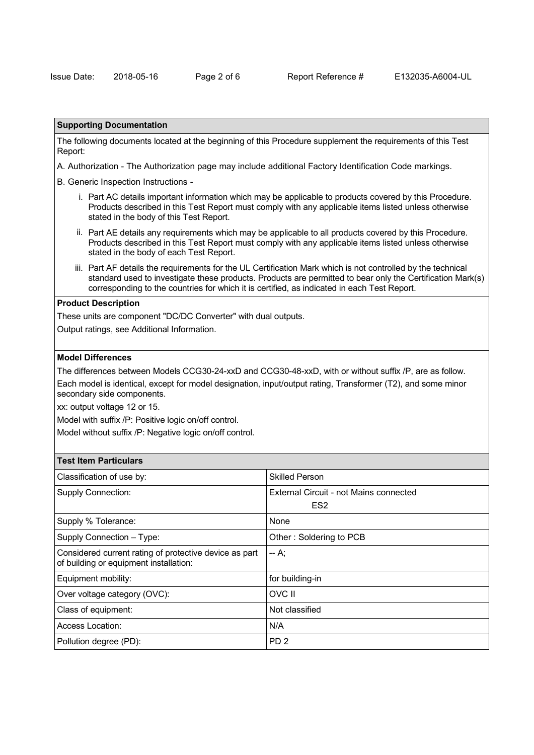## Supporting Documentation

The following documents located at the beginning of this Procedure supplement the requirements of this Test Report:

A. Authorization - The Authorization page may include additional Factory Identification Code markings.

B. Generic Inspection Instructions -

i. Part AC details important information which may be applicable to products covered by this Procedure. Products described in this Test Report must comply with any applicable items listed unless otherwise stated in the body of this Test Report.

ii. Part AE details any requirements which may be applicable to all products covered by this Procedure. Products described in this Test Report must comply with any applicable items listed unless otherwise stated in the body of each Test Report.

iii. Part AF details the requirements for the UL Certification Mark which is not controlled by the technical standard used to investigate these products. Products are permitted to bear only the Certification Mark(s) corresponding to the countries for which it is certified, as indicated in each Test Report.

## Product Description

These units are component "DC/DC Converter" with dual outputs.

Output ratings, see Additional Information.

## Model Differences

The differences between Models CCG30-24-xxD and CCG30-48-xxD, with or without suffix /P, are as follow.

Each model is identical, except for model designation, input/output rating, Transformer (T2), and some minor secondary side components.

xx: output voltage 12 or 15.

Model with suffix /P: Positive logic on/off control.

Model without suffix /P: Negative logic on/off control.

## Test Item Particulars

| Test Item Particulars | |
|---|---|
| Classification of use by: | Skilled Person |
| Supply Connection: | External Circuit - not Mains connected<br>ES2 |
| Supply % Tolerance: | None |
| Supply Connection – Type: | Other : Soldering to PCB |
| Considered current rating of protective device as part of building or equipment installation: | -- A; |
| Equipment mobility: | for building-in |
| Over voltage category (OVC): | OVC II |
| Class of equipment: | Not classified |
| Access Location: | N/A |
| Pollution degree (PD): | PD 2 |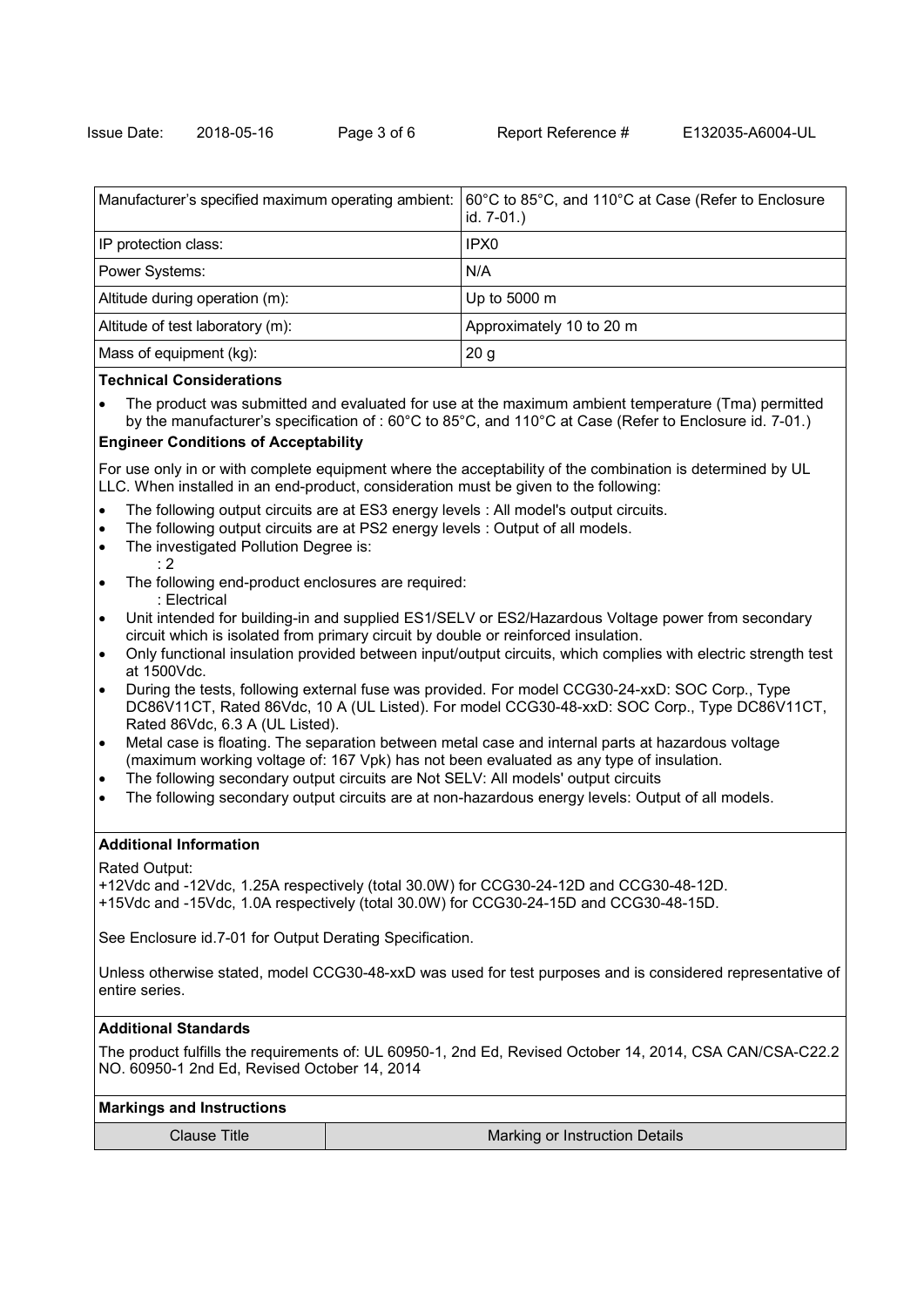| | |
|---|---|
| Manufacturer's specified maximum operating ambient: | 60°C to 85°C, and 110°C at Case (Refer to Enclosure id. 7-01.) |
| IP protection class: | IPX0 |
| Power Systems: | N/A |
| Altitude during operation (m): | Up to 5000 m |
| Altitude of test laboratory (m): | Approximately 10 to 20 m |
| Mass of equipment (kg): | 20 g |

**Technical Considerations**

- The product was submitted and evaluated for use at the maximum ambient temperature (Tma) permitted by the manufacturer's specification of : 60°C to 85°C, and 110°C at Case (Refer to Enclosure id. 7-01.)

**Engineer Conditions of Acceptability**

For use only in or with complete equipment where the acceptability of the combination is determined by UL LLC. When installed in an end-product, consideration must be given to the following:

- The following output circuits are at ES3 energy levels : All model's output circuits.
- The following output circuits are at PS2 energy levels : Output of all models.
- The investigated Pollution Degree is:
  : 2
- The following end-product enclosures are required:
  : Electrical
- Unit intended for building-in and supplied ES1/SELV or ES2/Hazardous Voltage power from secondary circuit which is isolated from primary circuit by double or reinforced insulation.
- Only functional insulation provided between input/output circuits, which complies with electric strength test at 1500Vdc.
- During the tests, following external fuse was provided. For model CCG30-24-xxD: SOC Corp., Type DC86V11CT, Rated 86Vdc, 10 A (UL Listed). For model CCG30-48-xxD: SOC Corp., Type DC86V11CT, Rated 86Vdc, 6.3 A (UL Listed).
- Metal case is floating. The separation between metal case and internal parts at hazardous voltage (maximum working voltage of: 167 Vpk) has not been evaluated as any type of insulation.
- The following secondary output circuits are Not SELV: All models' output circuits
- The following secondary output circuits are at non-hazardous energy levels: Output of all models.

**Additional Information**

Rated Output:
+12Vdc and -12Vdc, 1.25A respectively (total 30.0W) for CCG30-24-12D and CCG30-48-12D.
+15Vdc and -15Vdc, 1.0A respectively (total 30.0W) for CCG30-24-15D and CCG30-48-15D.

See Enclosure id.7-01 for Output Derating Specification.

Unless otherwise stated, model CCG30-48-xxD was used for test purposes and is considered representative of entire series.

**Additional Standards**

The product fulfills the requirements of: UL 60950-1, 2nd Ed, Revised October 14, 2014, CSA CAN/CSA-C22.2 NO. 60950-1 2nd Ed, Revised October 14, 2014

**Markings and Instructions**

| Clause Title | Marking or Instruction Details |
|---|---|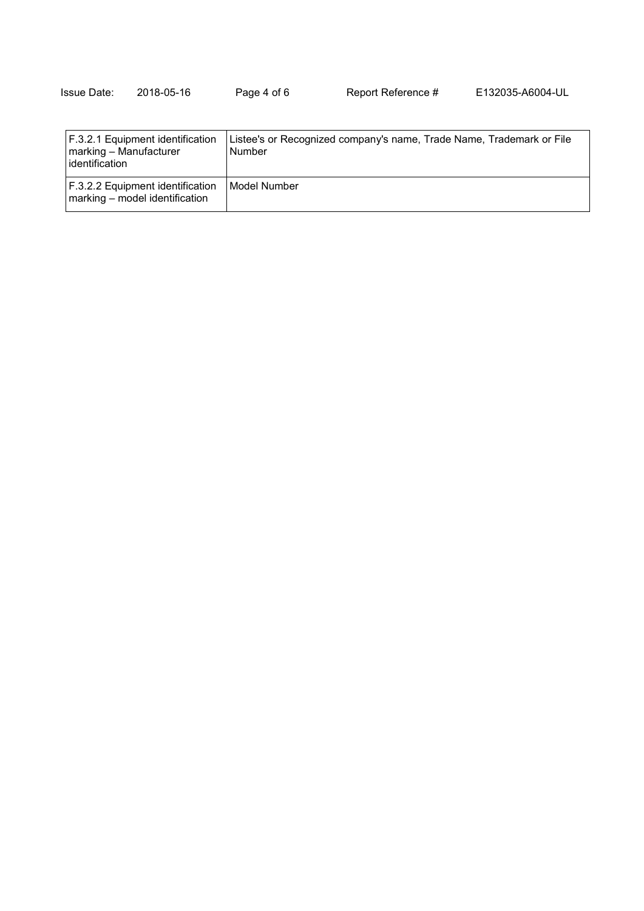| | |
|---|---|
| F.3.2.1 Equipment identification marking – Manufacturer identification | Listee's or Recognized company's name, Trade Name, Trademark or File Number |
| F.3.2.2 Equipment identification marking – model identification | Model Number |